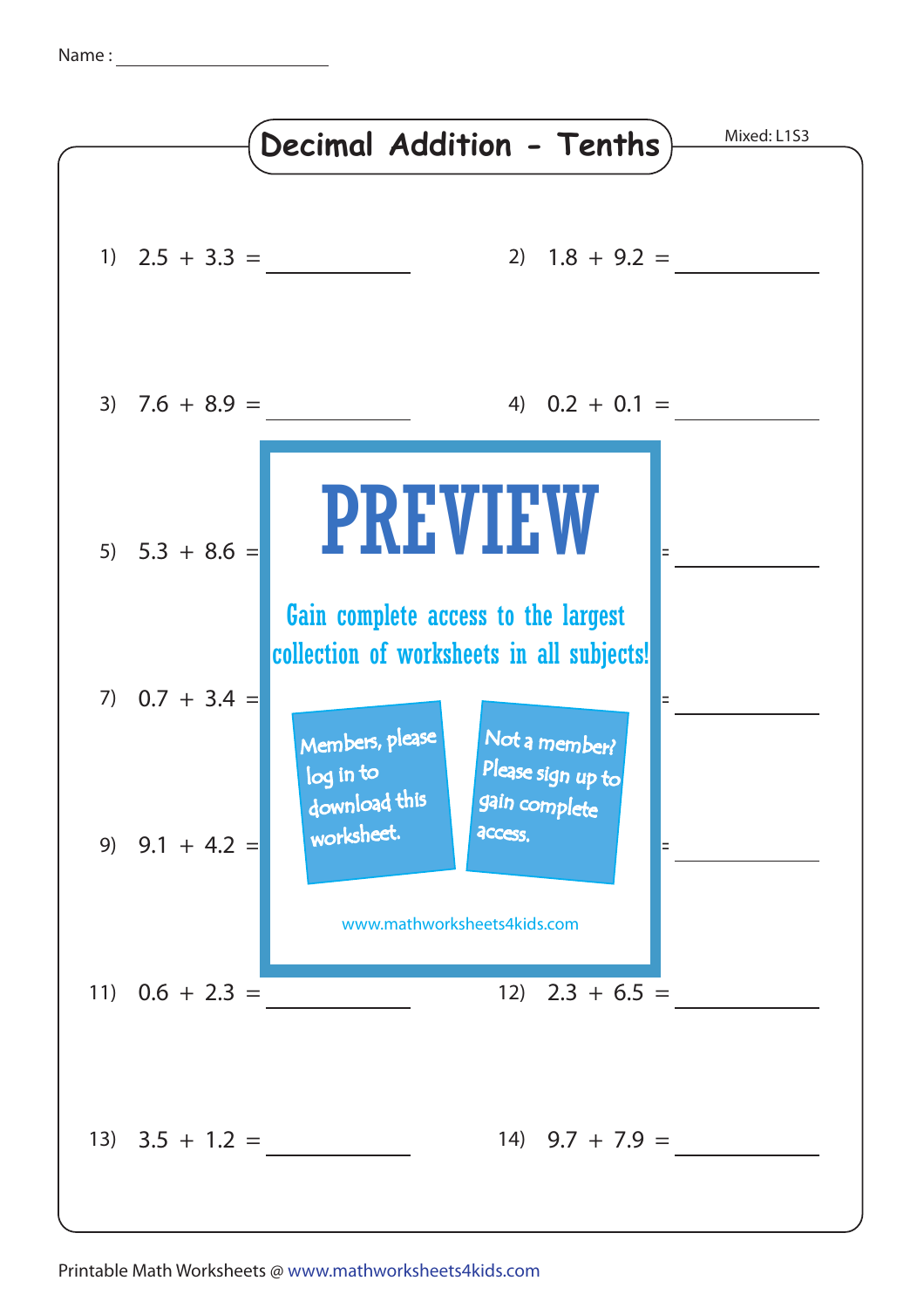Name : ______________________

# Decimal Addition - Tenths

Mixed: L1S3

1) $2.5 + 3.3 =$ __________

2) $1.8 + 9.2 =$ __________

3) $7.6 + 8.9 =$ __________

4) $0.2 + 0.1 =$ __________

5) $5.3 + 8.6 =$ __________

6) __________

7) $0.7 + 3.4 =$ __________

8) __________

9) $9.1 + 4.2 =$ __________

10) __________

# PREVIEW

Gain complete access to the largest collection of worksheets in all subjects!

Members, please log in to download this worksheet.

Not a member? Please sign up to gain complete access.

www.mathworksheets4kids.com

11) $0.6 + 2.3 =$ __________

12) $2.3 + 6.5 =$ __________

13) $3.5 + 1.2 =$ __________

14) $9.7 + 7.9 =$ __________

Printable Math Worksheets @ www.mathworksheets4kids.com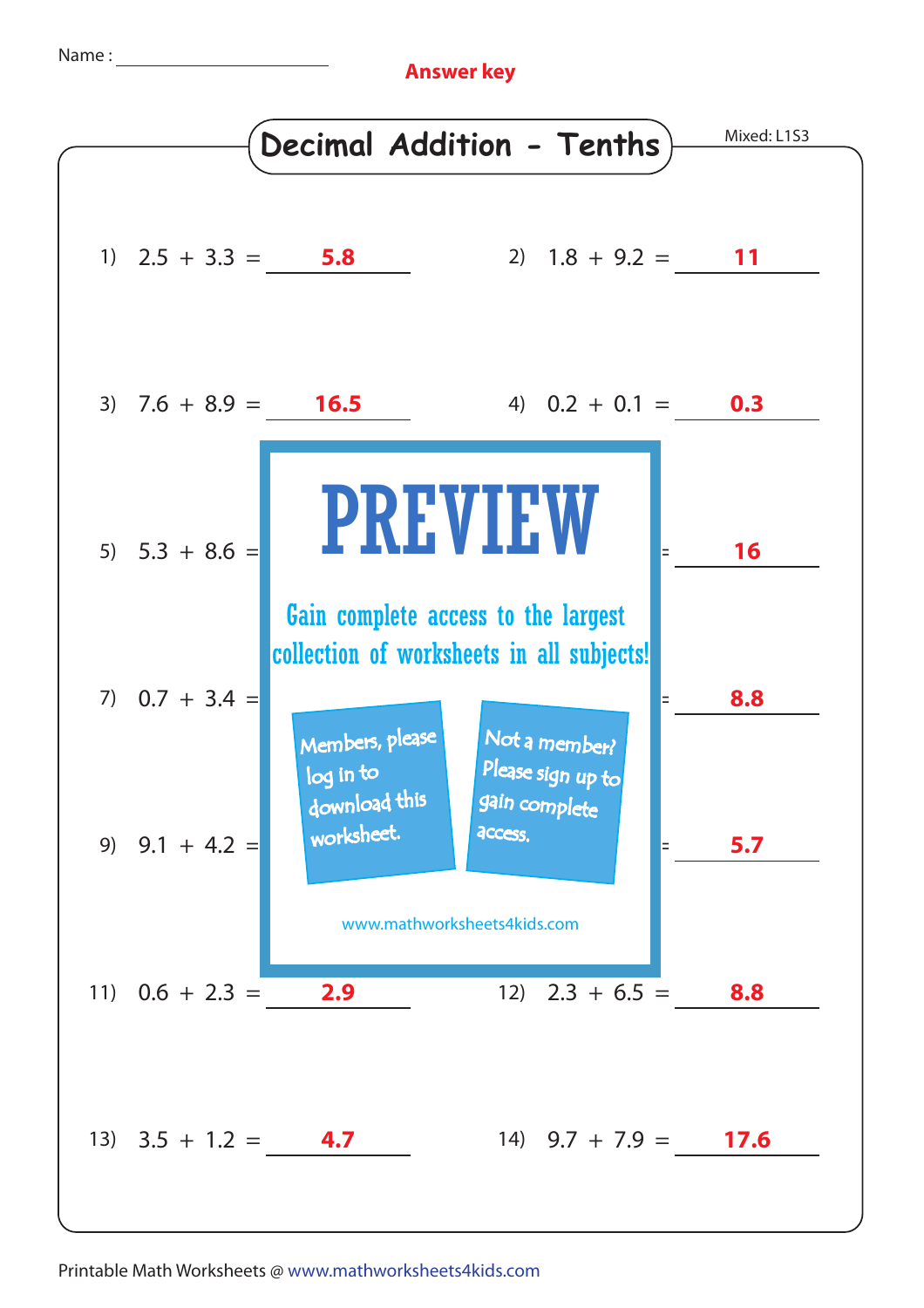Name : ____________________

**Answer key**

# Decimal Addition - Tenths

Mixed: L1S3

1) $2.5 + 3.3 =$ **5.8**

2) $1.8 + 9.2 =$ **11**

3) $7.6 + 8.9 =$ **16.5**

4) $0.2 + 0.1 =$ **0.3**

5) $5.3 + 8.6 =$

6) = **16**

7) $0.7 + 3.4 =$

8) = **8.8**

9) $9.1 + 4.2 =$

10) = **5.7**

11) $0.6 + 2.3 =$ **2.9**

12) $2.3 + 6.5 =$ **8.8**

13) $3.5 + 1.2 =$ **4.7**

14) $9.7 + 7.9 =$ **17.6**

PREVIEW

Gain complete access to the largest collection of worksheets in all subjects!

Members, please log in to download this worksheet.

Not a member? Please sign up to gain complete access.

www.mathworksheets4kids.com

Printable Math Worksheets @ www.mathworksheets4kids.com